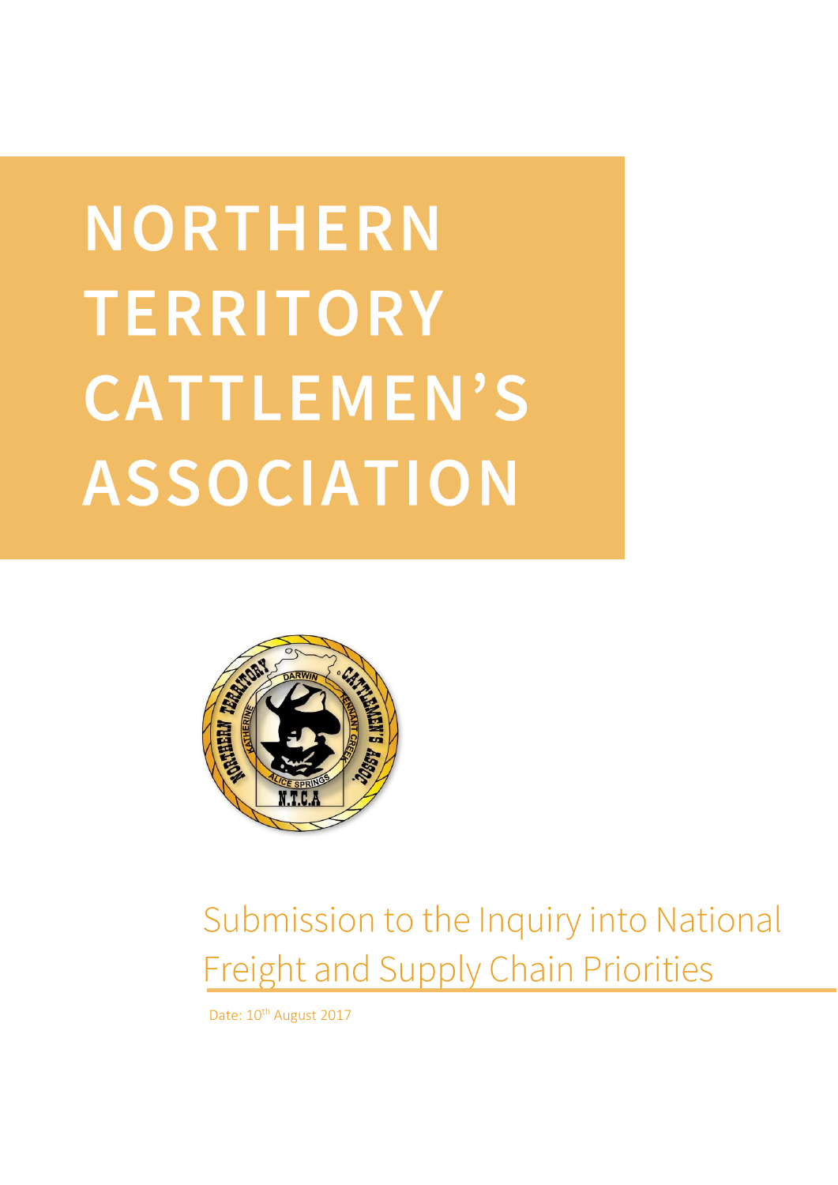# NORTHERN TERRITORY CATTLEMEN'S ASSOCIATION

## Submission to the Inquiry into National Freight and Supply Chain Priorities

Date: 10th August 2017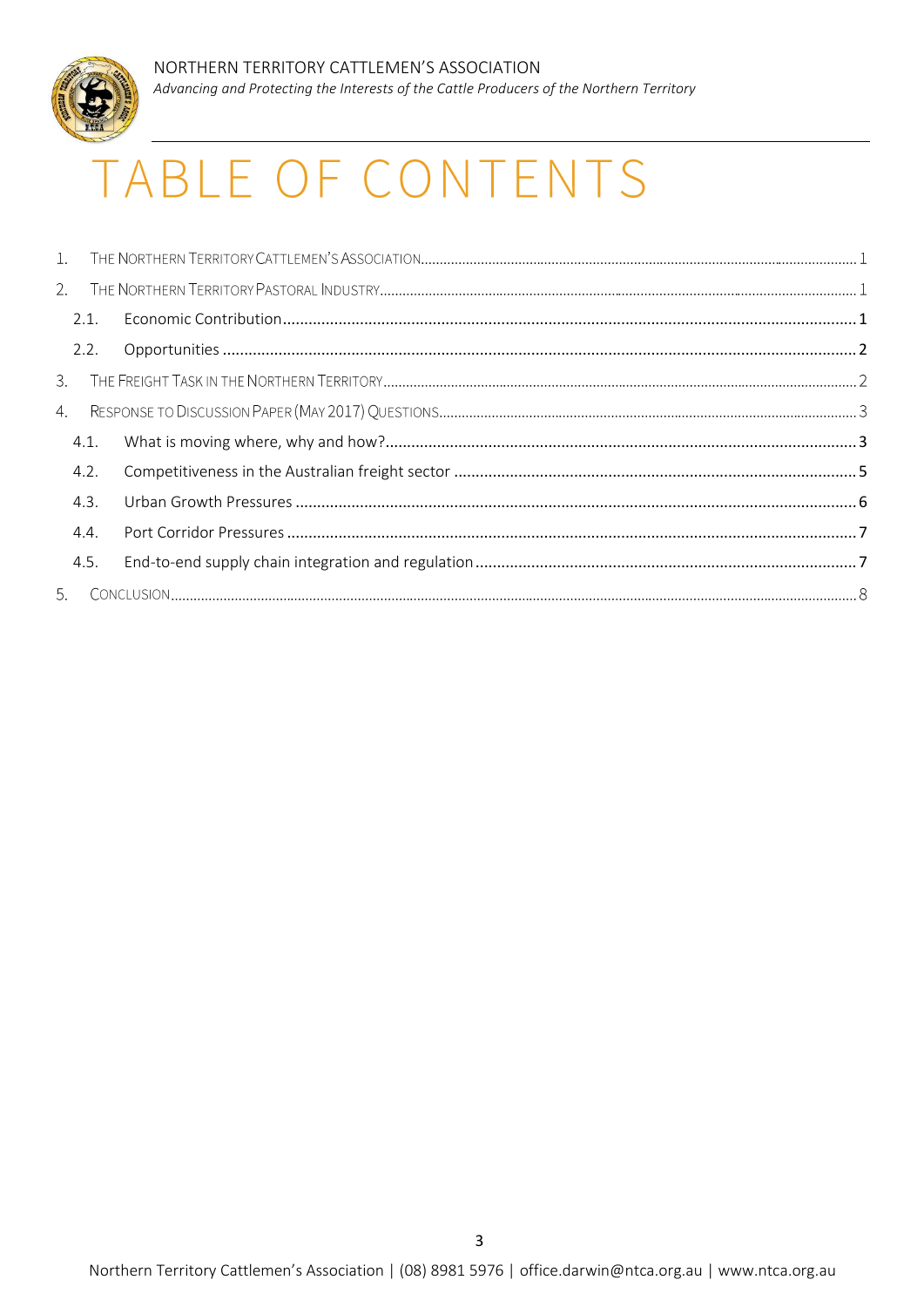# TABLE OF CONTENTS

1. THE NORTHERN TERRITORY CATTLEMEN'S ASSOCIATION ........ 1
2. THE NORTHERN TERRITORY PASTORAL INDUSTRY ........ 1
   - 2.1. Economic Contribution ........ 1
   - 2.2. Opportunities ........ 2
3. THE FREIGHT TASK IN THE NORTHERN TERRITORY ........ 2
4. RESPONSE TO DISCUSSION PAPER (MAY 2017) QUESTIONS ........ 3
   - 4.1. What is moving where, why and how? ........ 3
   - 4.2. Competitiveness in the Australian freight sector ........ 5
   - 4.3. Urban Growth Pressures ........ 6
   - 4.4. Port Corridor Pressures ........ 7
   - 4.5. End-to-end supply chain integration and regulation ........ 7
5. CONCLUSION ........ 8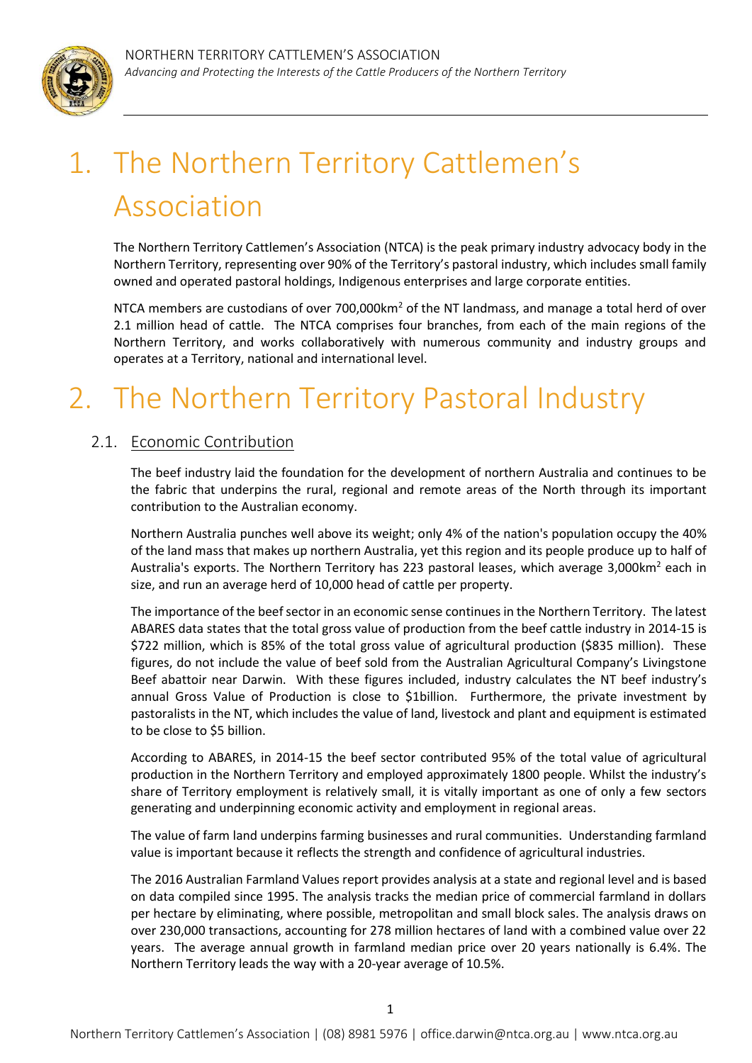# 1. The Northern Territory Cattlemen's Association

The Northern Territory Cattlemen's Association (NTCA) is the peak primary industry advocacy body in the Northern Territory, representing over 90% of the Territory's pastoral industry, which includes small family owned and operated pastoral holdings, Indigenous enterprises and large corporate entities.

NTCA members are custodians of over 700,000km$^2$ of the NT landmass, and manage a total herd of over 2.1 million head of cattle. The NTCA comprises four branches, from each of the main regions of the Northern Territory, and works collaboratively with numerous community and industry groups and operates at a Territory, national and international level.

# 2. The Northern Territory Pastoral Industry

## 2.1. Economic Contribution

The beef industry laid the foundation for the development of northern Australia and continues to be the fabric that underpins the rural, regional and remote areas of the North through its important contribution to the Australian economy.

Northern Australia punches well above its weight; only 4% of the nation's population occupy the 40% of the land mass that makes up northern Australia, yet this region and its people produce up to half of Australia's exports. The Northern Territory has 223 pastoral leases, which average 3,000km$^2$ each in size, and run an average herd of 10,000 head of cattle per property.

The importance of the beef sector in an economic sense continues in the Northern Territory. The latest ABARES data states that the total gross value of production from the beef cattle industry in 2014-15 is $722 million, which is 85% of the total gross value of agricultural production ($835 million). These figures, do not include the value of beef sold from the Australian Agricultural Company's Livingstone Beef abattoir near Darwin. With these figures included, industry calculates the NT beef industry's annual Gross Value of Production is close to $1billion. Furthermore, the private investment by pastoralists in the NT, which includes the value of land, livestock and plant and equipment is estimated to be close to $5 billion.

According to ABARES, in 2014-15 the beef sector contributed 95% of the total value of agricultural production in the Northern Territory and employed approximately 1800 people. Whilst the industry's share of Territory employment is relatively small, it is vitally important as one of only a few sectors generating and underpinning economic activity and employment in regional areas.

The value of farm land underpins farming businesses and rural communities. Understanding farmland value is important because it reflects the strength and confidence of agricultural industries.

The 2016 Australian Farmland Values report provides analysis at a state and regional level and is based on data compiled since 1995. The analysis tracks the median price of commercial farmland in dollars per hectare by eliminating, where possible, metropolitan and small block sales. The analysis draws on over 230,000 transactions, accounting for 278 million hectares of land with a combined value over 22 years. The average annual growth in farmland median price over 20 years nationally is 6.4%. The Northern Territory leads the way with a 20-year average of 10.5%.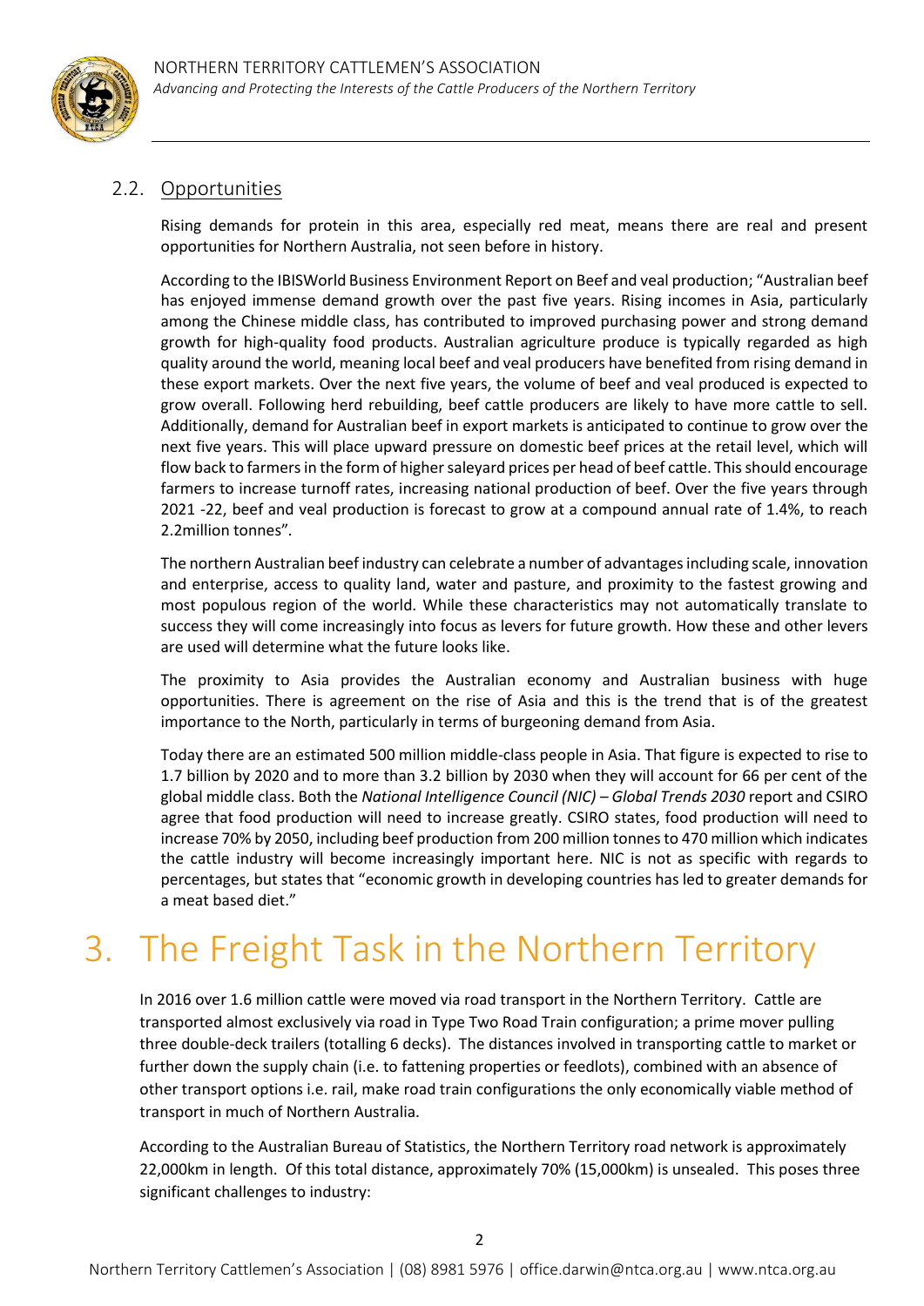## 2.2. Opportunities

Rising demands for protein in this area, especially red meat, means there are real and present opportunities for Northern Australia, not seen before in history.

According to the IBISWorld Business Environment Report on Beef and veal production; "Australian beef has enjoyed immense demand growth over the past five years. Rising incomes in Asia, particularly among the Chinese middle class, has contributed to improved purchasing power and strong demand growth for high-quality food products. Australian agriculture produce is typically regarded as high quality around the world, meaning local beef and veal producers have benefited from rising demand in these export markets. Over the next five years, the volume of beef and veal produced is expected to grow overall. Following herd rebuilding, beef cattle producers are likely to have more cattle to sell. Additionally, demand for Australian beef in export markets is anticipated to continue to grow over the next five years. This will place upward pressure on domestic beef prices at the retail level, which will flow back to farmers in the form of higher saleyard prices per head of beef cattle. This should encourage farmers to increase turnoff rates, increasing national production of beef. Over the five years through 2021 -22, beef and veal production is forecast to grow at a compound annual rate of 1.4%, to reach 2.2million tonnes".

The northern Australian beef industry can celebrate a number of advantages including scale, innovation and enterprise, access to quality land, water and pasture, and proximity to the fastest growing and most populous region of the world. While these characteristics may not automatically translate to success they will come increasingly into focus as levers for future growth. How these and other levers are used will determine what the future looks like.

The proximity to Asia provides the Australian economy and Australian business with huge opportunities. There is agreement on the rise of Asia and this is the trend that is of the greatest importance to the North, particularly in terms of burgeoning demand from Asia.

Today there are an estimated 500 million middle-class people in Asia. That figure is expected to rise to 1.7 billion by 2020 and to more than 3.2 billion by 2030 when they will account for 66 per cent of the global middle class. Both the *National Intelligence Council (NIC) – Global Trends 2030* report and CSIRO agree that food production will need to increase greatly. CSIRO states, food production will need to increase 70% by 2050, including beef production from 200 million tonnes to 470 million which indicates the cattle industry will become increasingly important here. NIC is not as specific with regards to percentages, but states that "economic growth in developing countries has led to greater demands for a meat based diet."

# 3. The Freight Task in the Northern Territory

In 2016 over 1.6 million cattle were moved via road transport in the Northern Territory. Cattle are transported almost exclusively via road in Type Two Road Train configuration; a prime mover pulling three double-deck trailers (totalling 6 decks). The distances involved in transporting cattle to market or further down the supply chain (i.e. to fattening properties or feedlots), combined with an absence of other transport options i.e. rail, make road train configurations the only economically viable method of transport in much of Northern Australia.

According to the Australian Bureau of Statistics, the Northern Territory road network is approximately 22,000km in length. Of this total distance, approximately 70% (15,000km) is unsealed. This poses three significant challenges to industry: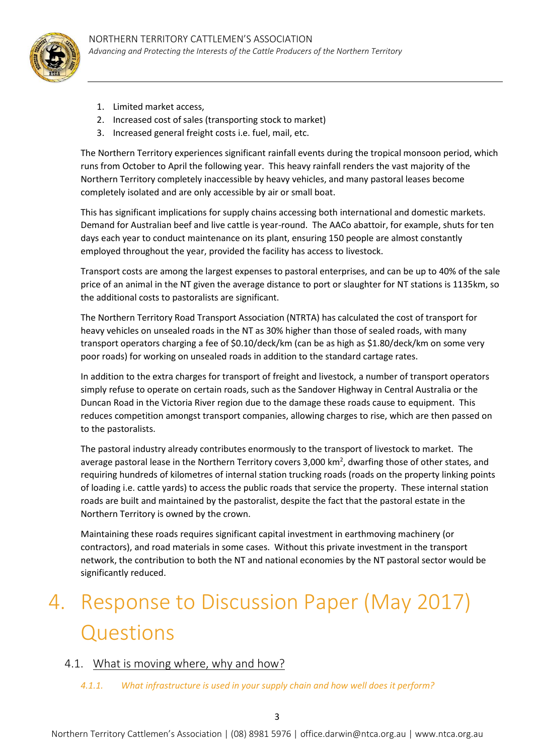1. Limited market access,
2. Increased cost of sales (transporting stock to market)
3. Increased general freight costs i.e. fuel, mail, etc.

The Northern Territory experiences significant rainfall events during the tropical monsoon period, which runs from October to April the following year. This heavy rainfall renders the vast majority of the Northern Territory completely inaccessible by heavy vehicles, and many pastoral leases become completely isolated and are only accessible by air or small boat.

This has significant implications for supply chains accessing both international and domestic markets. Demand for Australian beef and live cattle is year-round. The AACo abattoir, for example, shuts for ten days each year to conduct maintenance on its plant, ensuring 150 people are almost constantly employed throughout the year, provided the facility has access to livestock.

Transport costs are among the largest expenses to pastoral enterprises, and can be up to 40% of the sale price of an animal in the NT given the average distance to port or slaughter for NT stations is 1135km, so the additional costs to pastoralists are significant.

The Northern Territory Road Transport Association (NTRTA) has calculated the cost of transport for heavy vehicles on unsealed roads in the NT as 30% higher than those of sealed roads, with many transport operators charging a fee of $0.10/deck/km (can be as high as $1.80/deck/km on some very poor roads) for working on unsealed roads in addition to the standard cartage rates.

In addition to the extra charges for transport of freight and livestock, a number of transport operators simply refuse to operate on certain roads, such as the Sandover Highway in Central Australia or the Duncan Road in the Victoria River region due to the damage these roads cause to equipment. This reduces competition amongst transport companies, allowing charges to rise, which are then passed on to the pastoralists.

The pastoral industry already contributes enormously to the transport of livestock to market. The average pastoral lease in the Northern Territory covers 3,000 km$^2$, dwarfing those of other states, and requiring hundreds of kilometres of internal station trucking roads (roads on the property linking points of loading i.e. cattle yards) to access the public roads that service the property. These internal station roads are built and maintained by the pastoralist, despite the fact that the pastoral estate in the Northern Territory is owned by the crown.

Maintaining these roads requires significant capital investment in earthmoving machinery (or contractors), and road materials in some cases. Without this private investment in the transport network, the contribution to both the NT and national economies by the NT pastoral sector would be significantly reduced.

# 4. Response to Discussion Paper (May 2017) Questions

## 4.1. What is moving where, why and how?

### *4.1.1. What infrastructure is used in your supply chain and how well does it perform?*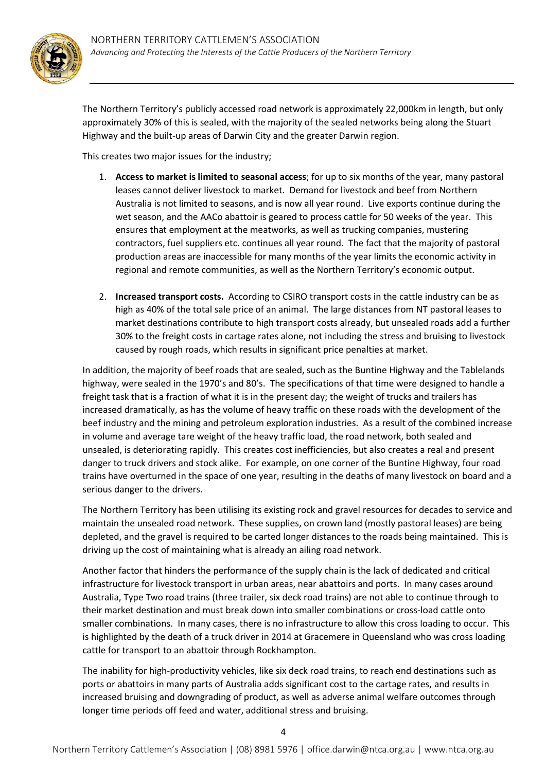The Northern Territory's publicly accessed road network is approximately 22,000km in length, but only approximately 30% of this is sealed, with the majority of the sealed networks being along the Stuart Highway and the built-up areas of Darwin City and the greater Darwin region.

This creates two major issues for the industry;

1. **Access to market is limited to seasonal access**; for up to six months of the year, many pastoral leases cannot deliver livestock to market. Demand for livestock and beef from Northern Australia is not limited to seasons, and is now all year round. Live exports continue during the wet season, and the AACo abattoir is geared to process cattle for 50 weeks of the year. This ensures that employment at the meatworks, as well as trucking companies, mustering contractors, fuel suppliers etc. continues all year round. The fact that the majority of pastoral production areas are inaccessible for many months of the year limits the economic activity in regional and remote communities, as well as the Northern Territory's economic output.

2. **Increased transport costs.** According to CSIRO transport costs in the cattle industry can be as high as 40% of the total sale price of an animal. The large distances from NT pastoral leases to market destinations contribute to high transport costs already, but unsealed roads add a further 30% to the freight costs in cartage rates alone, not including the stress and bruising to livestock caused by rough roads, which results in significant price penalties at market.

In addition, the majority of beef roads that are sealed, such as the Buntine Highway and the Tablelands highway, were sealed in the 1970's and 80's. The specifications of that time were designed to handle a freight task that is a fraction of what it is in the present day; the weight of trucks and trailers has increased dramatically, as has the volume of heavy traffic on these roads with the development of the beef industry and the mining and petroleum exploration industries. As a result of the combined increase in volume and average tare weight of the heavy traffic load, the road network, both sealed and unsealed, is deteriorating rapidly. This creates cost inefficiencies, but also creates a real and present danger to truck drivers and stock alike. For example, on one corner of the Buntine Highway, four road trains have overturned in the space of one year, resulting in the deaths of many livestock on board and a serious danger to the drivers.

The Northern Territory has been utilising its existing rock and gravel resources for decades to service and maintain the unsealed road network. These supplies, on crown land (mostly pastoral leases) are being depleted, and the gravel is required to be carted longer distances to the roads being maintained. This is driving up the cost of maintaining what is already an ailing road network.

Another factor that hinders the performance of the supply chain is the lack of dedicated and critical infrastructure for livestock transport in urban areas, near abattoirs and ports. In many cases around Australia, Type Two road trains (three trailer, six deck road trains) are not able to continue through to their market destination and must break down into smaller combinations or cross-load cattle onto smaller combinations. In many cases, there is no infrastructure to allow this cross loading to occur. This is highlighted by the death of a truck driver in 2014 at Gracemere in Queensland who was cross loading cattle for transport to an abattoir through Rockhampton.

The inability for high-productivity vehicles, like six deck road trains, to reach end destinations such as ports or abattoirs in many parts of Australia adds significant cost to the cartage rates, and results in increased bruising and downgrading of product, as well as adverse animal welfare outcomes through longer time periods off feed and water, additional stress and bruising.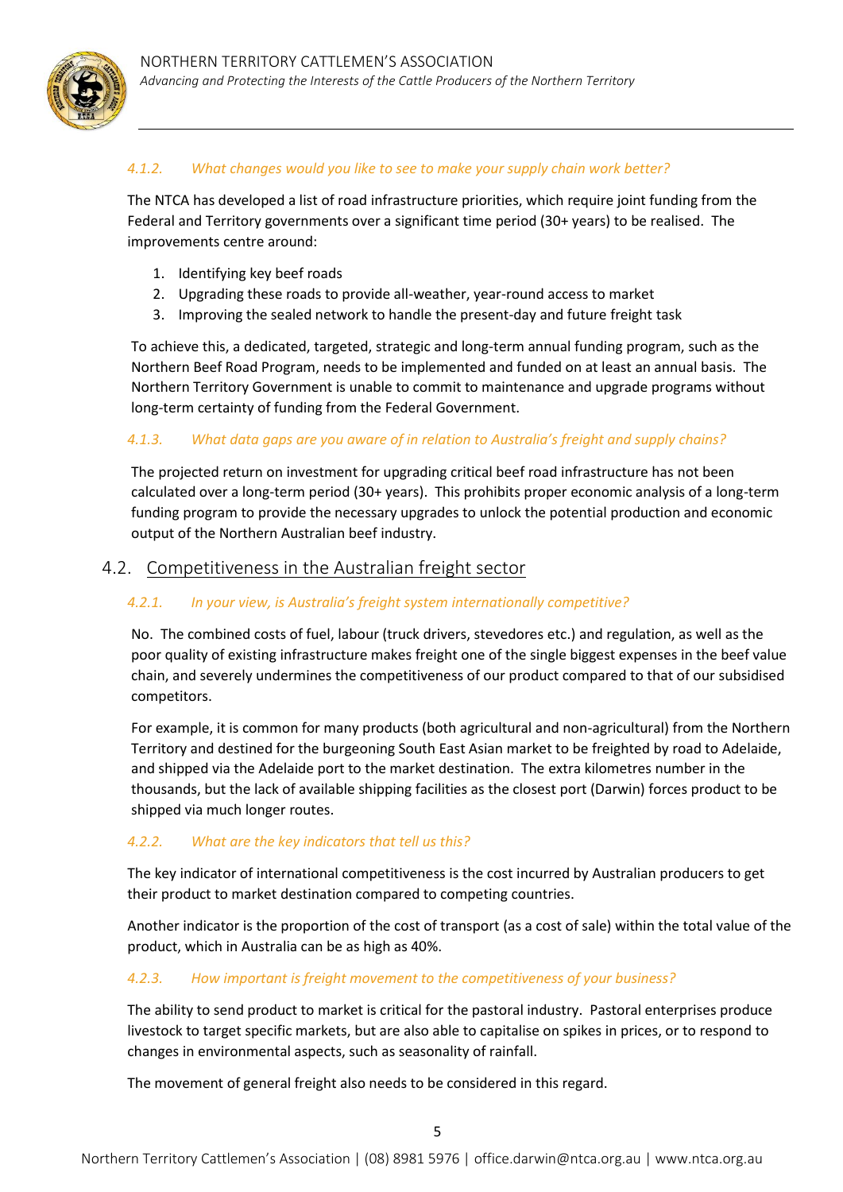#### *4.1.2. What changes would you like to see to make your supply chain work better?*

The NTCA has developed a list of road infrastructure priorities, which require joint funding from the Federal and Territory governments over a significant time period (30+ years) to be realised. The improvements centre around:

1. Identifying key beef roads
2. Upgrading these roads to provide all-weather, year-round access to market
3. Improving the sealed network to handle the present-day and future freight task

To achieve this, a dedicated, targeted, strategic and long-term annual funding program, such as the Northern Beef Road Program, needs to be implemented and funded on at least an annual basis. The Northern Territory Government is unable to commit to maintenance and upgrade programs without long-term certainty of funding from the Federal Government.

#### *4.1.3. What data gaps are you aware of in relation to Australia's freight and supply chains?*

The projected return on investment for upgrading critical beef road infrastructure has not been calculated over a long-term period (30+ years). This prohibits proper economic analysis of a long-term funding program to provide the necessary upgrades to unlock the potential production and economic output of the Northern Australian beef industry.

### 4.2. Competitiveness in the Australian freight sector

#### *4.2.1. In your view, is Australia's freight system internationally competitive?*

No. The combined costs of fuel, labour (truck drivers, stevedores etc.) and regulation, as well as the poor quality of existing infrastructure makes freight one of the single biggest expenses in the beef value chain, and severely undermines the competitiveness of our product compared to that of our subsidised competitors.

For example, it is common for many products (both agricultural and non-agricultural) from the Northern Territory and destined for the burgeoning South East Asian market to be freighted by road to Adelaide, and shipped via the Adelaide port to the market destination. The extra kilometres number in the thousands, but the lack of available shipping facilities as the closest port (Darwin) forces product to be shipped via much longer routes.

#### *4.2.2. What are the key indicators that tell us this?*

The key indicator of international competitiveness is the cost incurred by Australian producers to get their product to market destination compared to competing countries.

Another indicator is the proportion of the cost of transport (as a cost of sale) within the total value of the product, which in Australia can be as high as 40%.

#### *4.2.3. How important is freight movement to the competitiveness of your business?*

The ability to send product to market is critical for the pastoral industry. Pastoral enterprises produce livestock to target specific markets, but are also able to capitalise on spikes in prices, or to respond to changes in environmental aspects, such as seasonality of rainfall.

The movement of general freight also needs to be considered in this regard.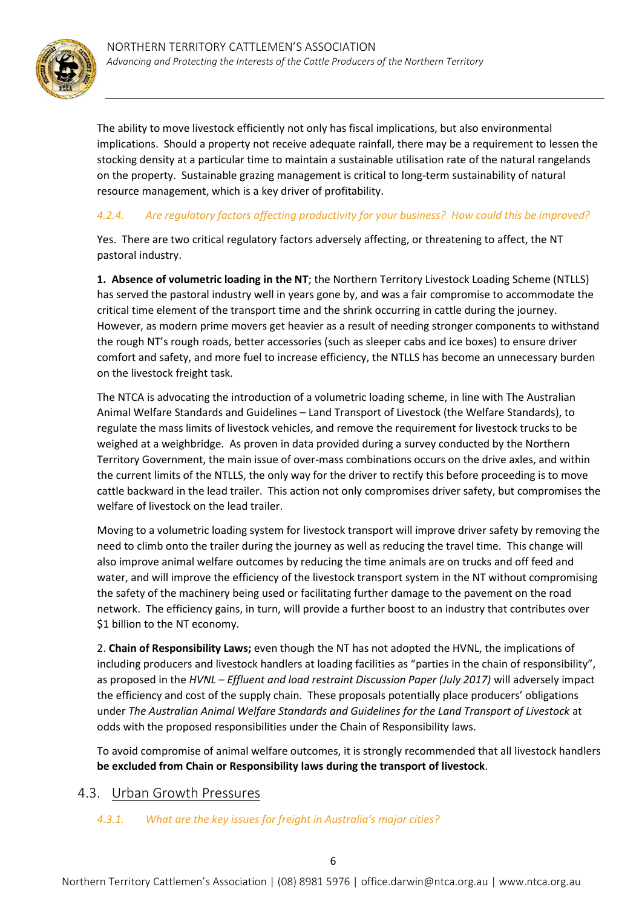The ability to move livestock efficiently not only has fiscal implications, but also environmental implications. Should a property not receive adequate rainfall, there may be a requirement to lessen the stocking density at a particular time to maintain a sustainable utilisation rate of the natural rangelands on the property. Sustainable grazing management is critical to long-term sustainability of natural resource management, which is a key driver of profitability.

#### *4.2.4. Are regulatory factors affecting productivity for your business? How could this be improved?*

Yes. There are two critical regulatory factors adversely affecting, or threatening to affect, the NT pastoral industry.

**1. Absence of volumetric loading in the NT**; the Northern Territory Livestock Loading Scheme (NTLLS) has served the pastoral industry well in years gone by, and was a fair compromise to accommodate the critical time element of the transport time and the shrink occurring in cattle during the journey. However, as modern prime movers get heavier as a result of needing stronger components to withstand the rough NT's rough roads, better accessories (such as sleeper cabs and ice boxes) to ensure driver comfort and safety, and more fuel to increase efficiency, the NTLLS has become an unnecessary burden on the livestock freight task.

The NTCA is advocating the introduction of a volumetric loading scheme, in line with The Australian Animal Welfare Standards and Guidelines – Land Transport of Livestock (the Welfare Standards), to regulate the mass limits of livestock vehicles, and remove the requirement for livestock trucks to be weighed at a weighbridge. As proven in data provided during a survey conducted by the Northern Territory Government, the main issue of over-mass combinations occurs on the drive axles, and within the current limits of the NTLLS, the only way for the driver to rectify this before proceeding is to move cattle backward in the lead trailer. This action not only compromises driver safety, but compromises the welfare of livestock on the lead trailer.

Moving to a volumetric loading system for livestock transport will improve driver safety by removing the need to climb onto the trailer during the journey as well as reducing the travel time. This change will also improve animal welfare outcomes by reducing the time animals are on trucks and off feed and water, and will improve the efficiency of the livestock transport system in the NT without compromising the safety of the machinery being used or facilitating further damage to the pavement on the road network. The efficiency gains, in turn, will provide a further boost to an industry that contributes over $1 billion to the NT economy.

2. **Chain of Responsibility Laws;** even though the NT has not adopted the HVNL, the implications of including producers and livestock handlers at loading facilities as "parties in the chain of responsibility", as proposed in the *HVNL – Effluent and load restraint Discussion Paper (July 2017)* will adversely impact the efficiency and cost of the supply chain. These proposals potentially place producers' obligations under *The Australian Animal Welfare Standards and Guidelines for the Land Transport of Livestock* at odds with the proposed responsibilities under the Chain of Responsibility laws.

To avoid compromise of animal welfare outcomes, it is strongly recommended that all livestock handlers **be excluded from Chain or Responsibility laws during the transport of livestock**.

## 4.3. Urban Growth Pressures

#### *4.3.1. What are the key issues for freight in Australia's major cities?*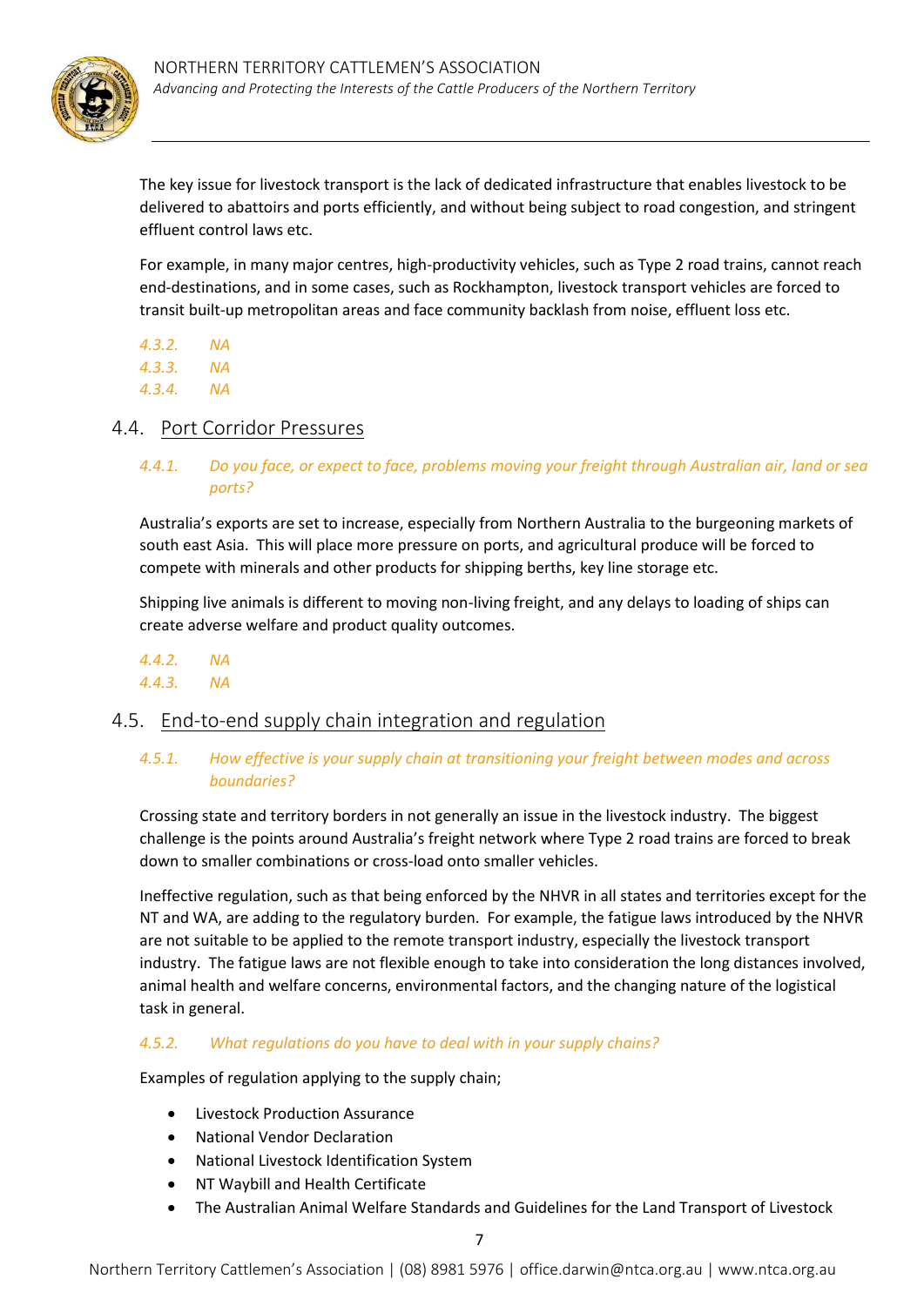The key issue for livestock transport is the lack of dedicated infrastructure that enables livestock to be delivered to abattoirs and ports efficiently, and without being subject to road congestion, and stringent effluent control laws etc.

For example, in many major centres, high-productivity vehicles, such as Type 2 road trains, cannot reach end-destinations, and in some cases, such as Rockhampton, livestock transport vehicles are forced to transit built-up metropolitan areas and face community backlash from noise, effluent loss etc.

*4.3.2. NA*

*4.3.3. NA*

*4.3.4. NA*

## 4.4. Port Corridor Pressures

*4.4.1. Do you face, or expect to face, problems moving your freight through Australian air, land or sea ports?*

Australia's exports are set to increase, especially from Northern Australia to the burgeoning markets of south east Asia. This will place more pressure on ports, and agricultural produce will be forced to compete with minerals and other products for shipping berths, key line storage etc.

Shipping live animals is different to moving non-living freight, and any delays to loading of ships can create adverse welfare and product quality outcomes.

*4.4.2. NA*

*4.4.3. NA*

## 4.5. End-to-end supply chain integration and regulation

*4.5.1. How effective is your supply chain at transitioning your freight between modes and across boundaries?*

Crossing state and territory borders in not generally an issue in the livestock industry. The biggest challenge is the points around Australia's freight network where Type 2 road trains are forced to break down to smaller combinations or cross-load onto smaller vehicles.

Ineffective regulation, such as that being enforced by the NHVR in all states and territories except for the NT and WA, are adding to the regulatory burden. For example, the fatigue laws introduced by the NHVR are not suitable to be applied to the remote transport industry, especially the livestock transport industry. The fatigue laws are not flexible enough to take into consideration the long distances involved, animal health and welfare concerns, environmental factors, and the changing nature of the logistical task in general.

*4.5.2. What regulations do you have to deal with in your supply chains?*

Examples of regulation applying to the supply chain;

- Livestock Production Assurance
- National Vendor Declaration
- National Livestock Identification System
- NT Waybill and Health Certificate
- The Australian Animal Welfare Standards and Guidelines for the Land Transport of Livestock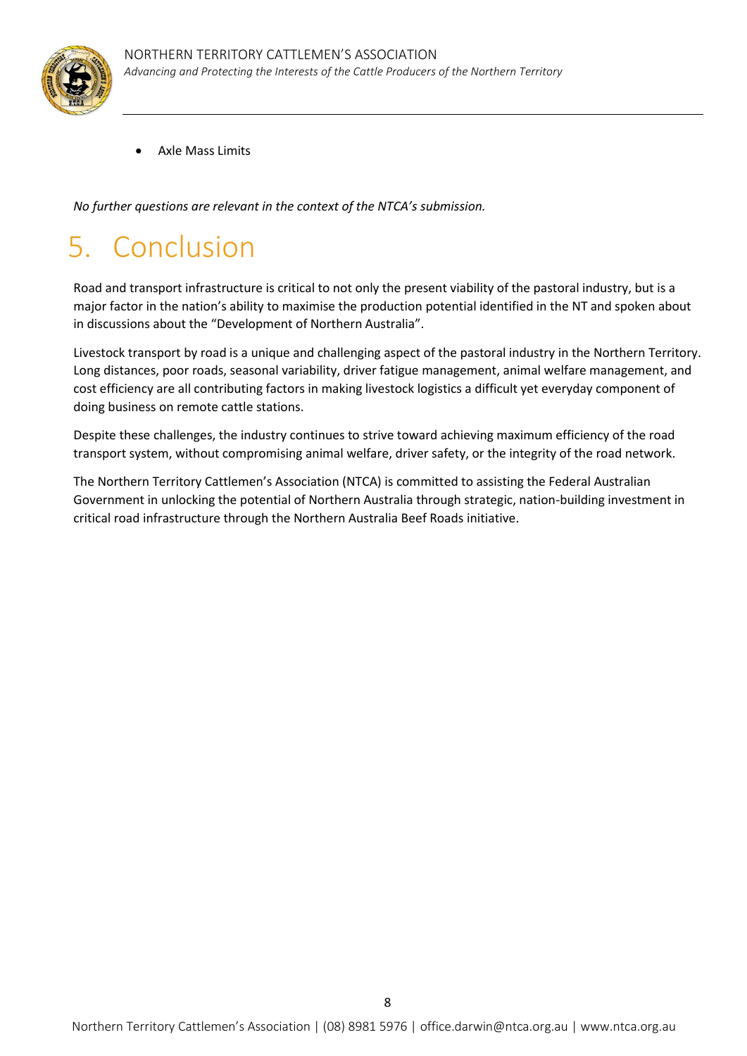- Axle Mass Limits

*No further questions are relevant in the context of the NTCA's submission.*

# 5. Conclusion

Road and transport infrastructure is critical to not only the present viability of the pastoral industry, but is a major factor in the nation's ability to maximise the production potential identified in the NT and spoken about in discussions about the "Development of Northern Australia".

Livestock transport by road is a unique and challenging aspect of the pastoral industry in the Northern Territory. Long distances, poor roads, seasonal variability, driver fatigue management, animal welfare management, and cost efficiency are all contributing factors in making livestock logistics a difficult yet everyday component of doing business on remote cattle stations.

Despite these challenges, the industry continues to strive toward achieving maximum efficiency of the road transport system, without compromising animal welfare, driver safety, or the integrity of the road network.

The Northern Territory Cattlemen's Association (NTCA) is committed to assisting the Federal Australian Government in unlocking the potential of Northern Australia through strategic, nation-building investment in critical road infrastructure through the Northern Australia Beef Roads initiative.